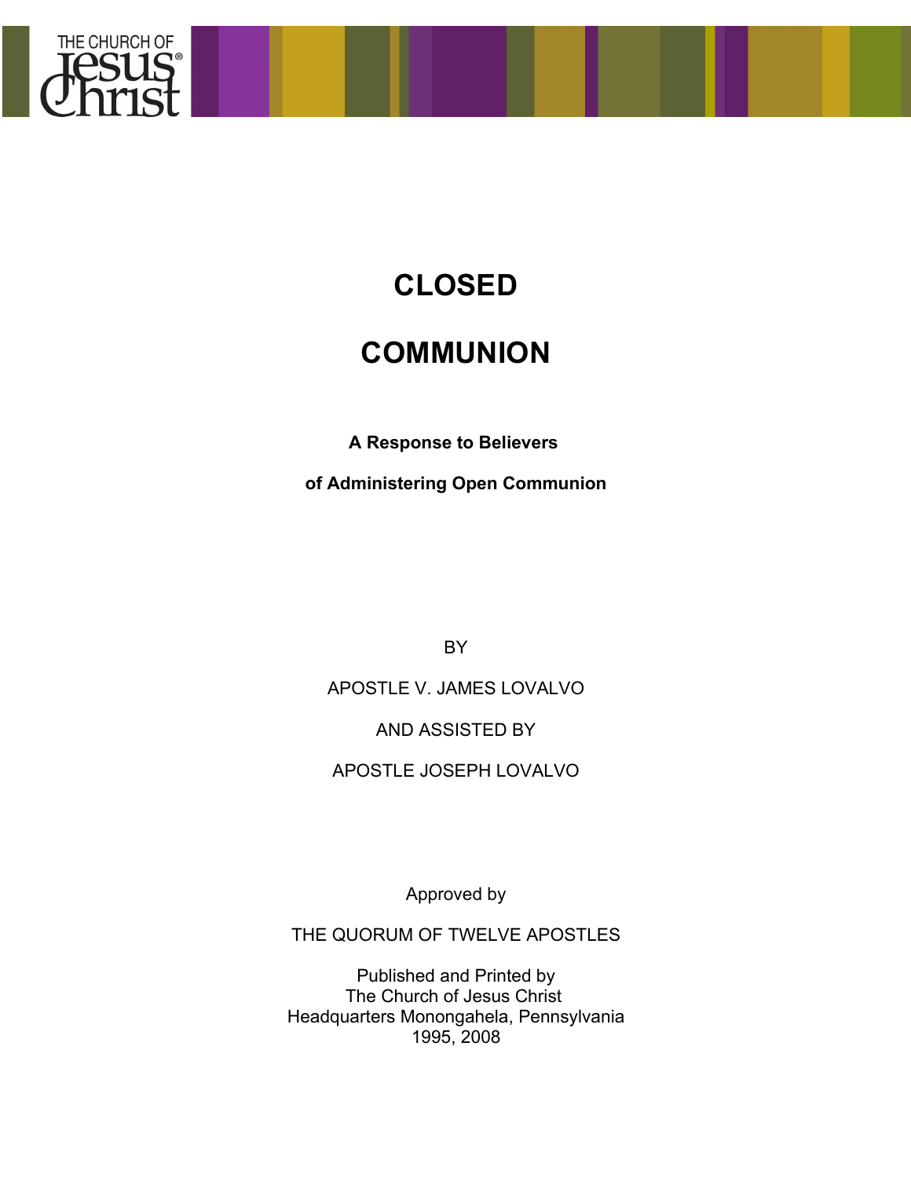# CLOSED

# COMMUNION

**A Response to Believers**

**of Administering Open Communion**

BY

APOSTLE V. JAMES LOVALVO

AND ASSISTED BY

APOSTLE JOSEPH LOVALVO

Approved by

THE QUORUM OF TWELVE APOSTLES

Published and Printed by
The Church of Jesus Christ
Headquarters Monongahela, Pennsylvania
1995, 2008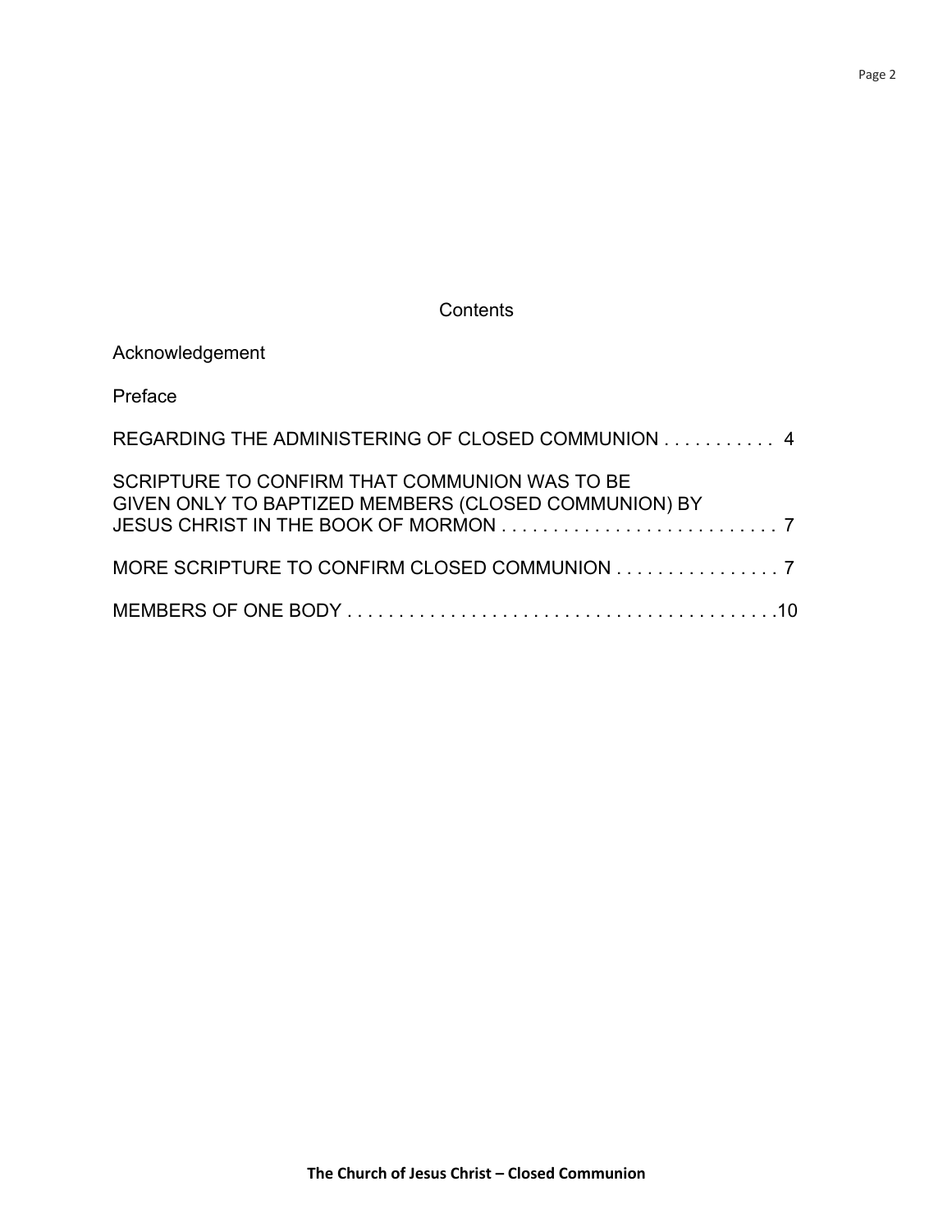# Contents

Acknowledgement

Preface

REGARDING THE ADMINISTERING OF CLOSED COMMUNION . . . . . . . . . . . 4

SCRIPTURE TO CONFIRM THAT COMMUNION WAS TO BE GIVEN ONLY TO BAPTIZED MEMBERS (CLOSED COMMUNION) BY JESUS CHRIST IN THE BOOK OF MORMON . . . . . . . . . . . . . . . . . . . . . . . . . . . 7

MORE SCRIPTURE TO CONFIRM CLOSED COMMUNION . . . . . . . . . . . . . . . . 7

MEMBERS OF ONE BODY . . . . . . . . . . . . . . . . . . . . . . . . . . . . . . . . . . . . . . . . . .10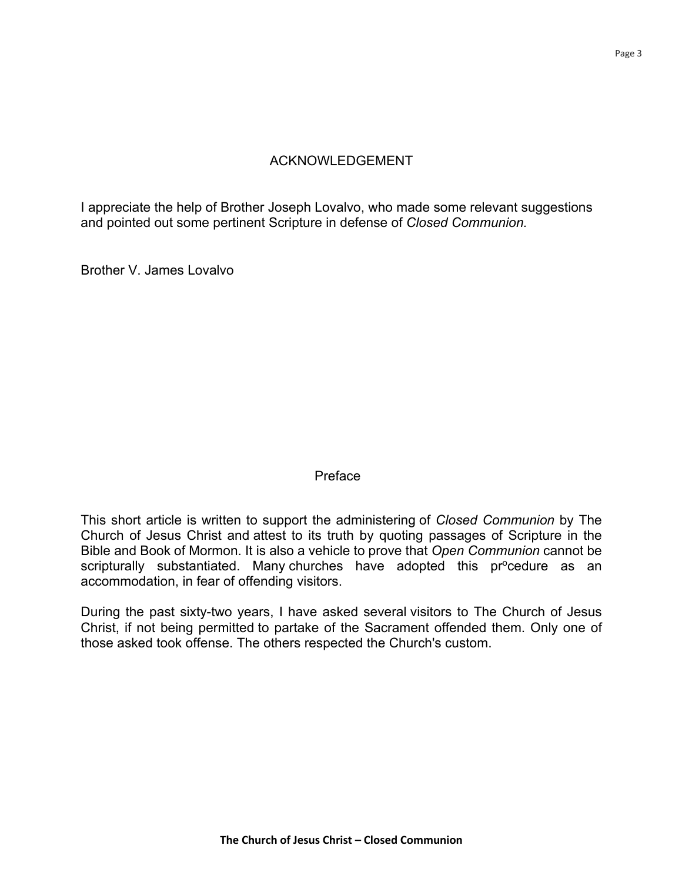## ACKNOWLEDGEMENT

I appreciate the help of Brother Joseph Lovalvo, who made some relevant suggestions and pointed out some pertinent Scripture in defense of *Closed Communion.*

Brother V. James Lovalvo

## Preface

This short article is written to support the administering of *Closed Communion* by The Church of Jesus Christ and attest to its truth by quoting passages of Scripture in the Bible and Book of Mormon. It is also a vehicle to prove that *Open Communion* cannot be scripturally substantiated. Many churches have adopted this procedure as an accommodation, in fear of offending visitors.

During the past sixty-two years, I have asked several visitors to The Church of Jesus Christ, if not being permitted to partake of the Sacrament offended them. Only one of those asked took offense. The others respected the Church's custom.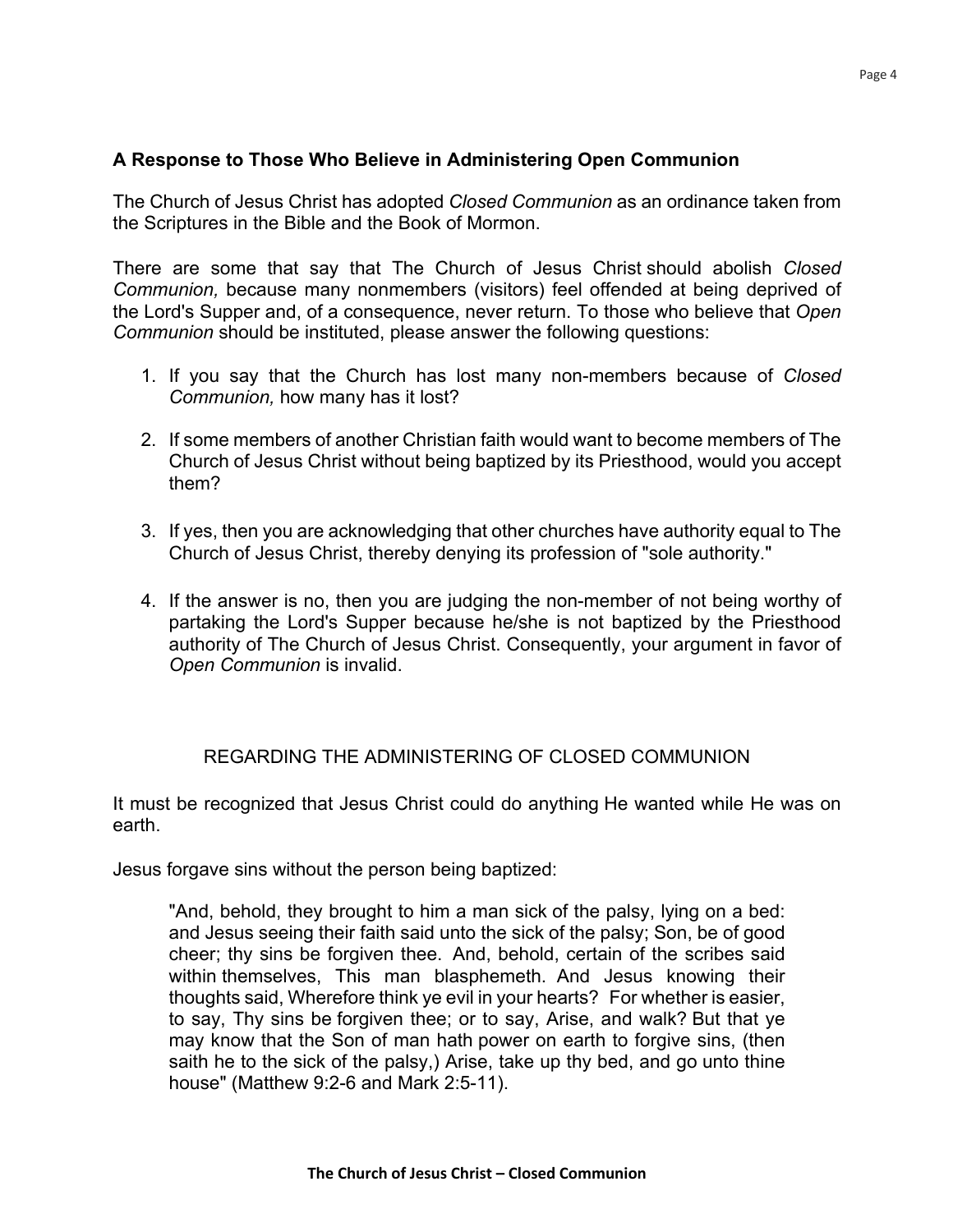### **A Response to Those Who Believe in Administering Open Communion**

The Church of Jesus Christ has adopted *Closed Communion* as an ordinance taken from the Scriptures in the Bible and the Book of Mormon.

There are some that say that The Church of Jesus Christ should abolish *Closed Communion,* because many nonmembers (visitors) feel offended at being deprived of the Lord's Supper and, of a consequence, never return. To those who believe that *Open Communion* should be instituted, please answer the following questions:

1. If you say that the Church has lost many non-members because of *Closed Communion,* how many has it lost?

2. If some members of another Christian faith would want to become members of The Church of Jesus Christ without being baptized by its Priesthood, would you accept them?

3. If yes, then you are acknowledging that other churches have authority equal to The Church of Jesus Christ, thereby denying its profession of "sole authority."

4. If the answer is no, then you are judging the non-member of not being worthy of partaking the Lord's Supper because he/she is not baptized by the Priesthood authority of The Church of Jesus Christ. Consequently, your argument in favor of *Open Communion* is invalid.

## REGARDING THE ADMINISTERING OF CLOSED COMMUNION

It must be recognized that Jesus Christ could do anything He wanted while He was on earth.

Jesus forgave sins without the person being baptized:

> "And, behold, they brought to him a man sick of the palsy, lying on a bed: and Jesus seeing their faith said unto the sick of the palsy; Son, be of good cheer; thy sins be forgiven thee. And, behold, certain of the scribes said within themselves, This man blasphemeth. And Jesus knowing their thoughts said, Wherefore think ye evil in your hearts? For whether is easier, to say, Thy sins be forgiven thee; or to say, Arise, and walk? But that ye may know that the Son of man hath power on earth to forgive sins, (then saith he to the sick of the palsy,) Arise, take up thy bed, and go unto thine house" (Matthew 9:2-6 and Mark 2:5-11).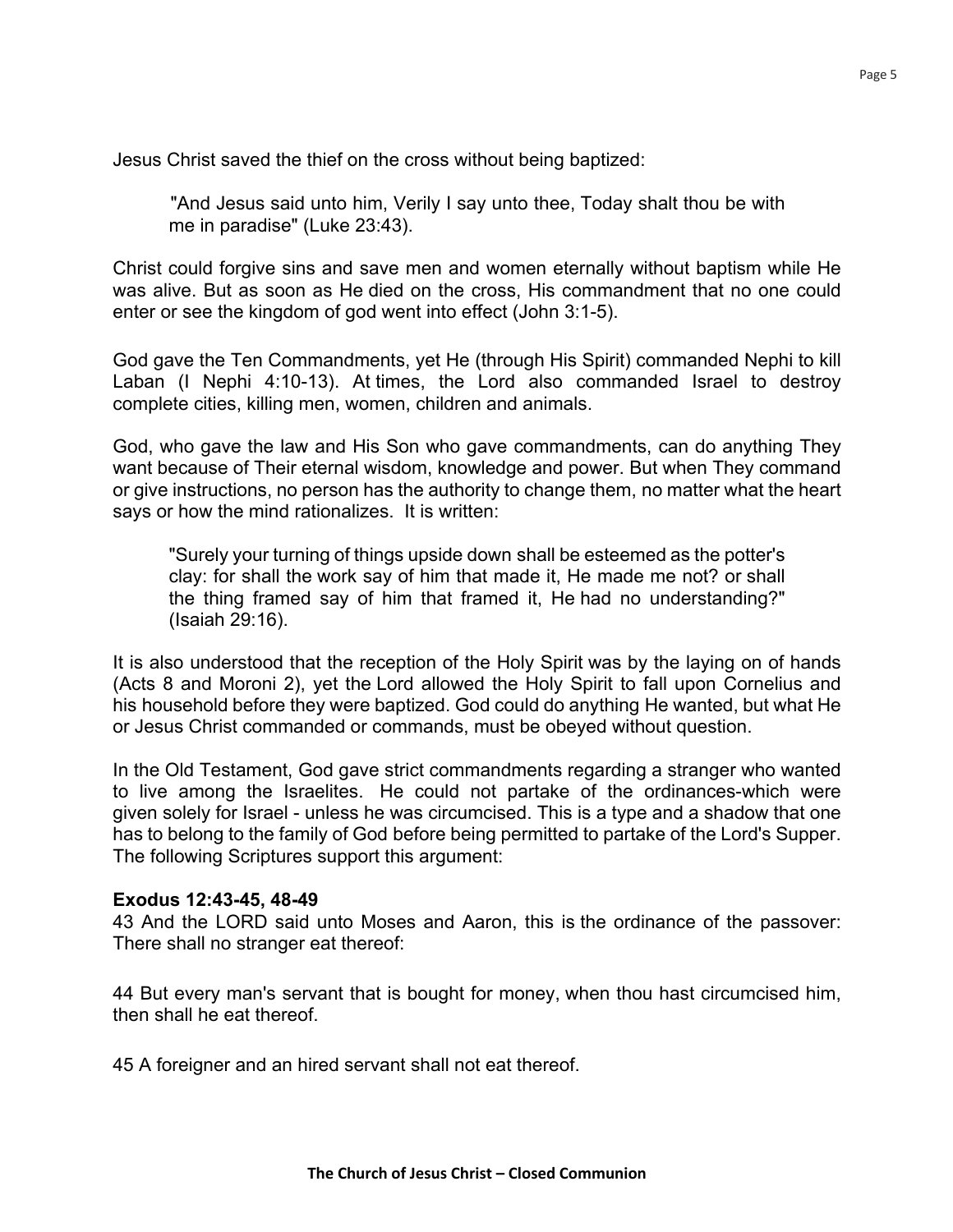Jesus Christ saved the thief on the cross without being baptized:

> "And Jesus said unto him, Verily I say unto thee, Today shalt thou be with me in paradise" (Luke 23:43).

Christ could forgive sins and save men and women eternally without baptism while He was alive. But as soon as He died on the cross, His commandment that no one could enter or see the kingdom of god went into effect (John 3:1-5).

God gave the Ten Commandments, yet He (through His Spirit) commanded Nephi to kill Laban (I Nephi 4:10-13). At times, the Lord also commanded Israel to destroy complete cities, killing men, women, children and animals.

God, who gave the law and His Son who gave commandments, can do anything They want because of Their eternal wisdom, knowledge and power. But when They command or give instructions, no person has the authority to change them, no matter what the heart says or how the mind rationalizes. It is written:

> "Surely your turning of things upside down shall be esteemed as the potter's clay: for shall the work say of him that made it, He made me not? or shall the thing framed say of him that framed it, He had no understanding?" (Isaiah 29:16).

It is also understood that the reception of the Holy Spirit was by the laying on of hands (Acts 8 and Moroni 2), yet the Lord allowed the Holy Spirit to fall upon Cornelius and his household before they were baptized. God could do anything He wanted, but what He or Jesus Christ commanded or commands, must be obeyed without question.

In the Old Testament, God gave strict commandments regarding a stranger who wanted to live among the Israelites. He could not partake of the ordinances-which were given solely for Israel - unless he was circumcised. This is a type and a shadow that one has to belong to the family of God before being permitted to partake of the Lord's Supper. The following Scriptures support this argument:

**Exodus 12:43-45, 48-49**

43 And the LORD said unto Moses and Aaron, this is the ordinance of the passover: There shall no stranger eat thereof:

44 But every man's servant that is bought for money, when thou hast circumcised him, then shall he eat thereof.

45 A foreigner and an hired servant shall not eat thereof.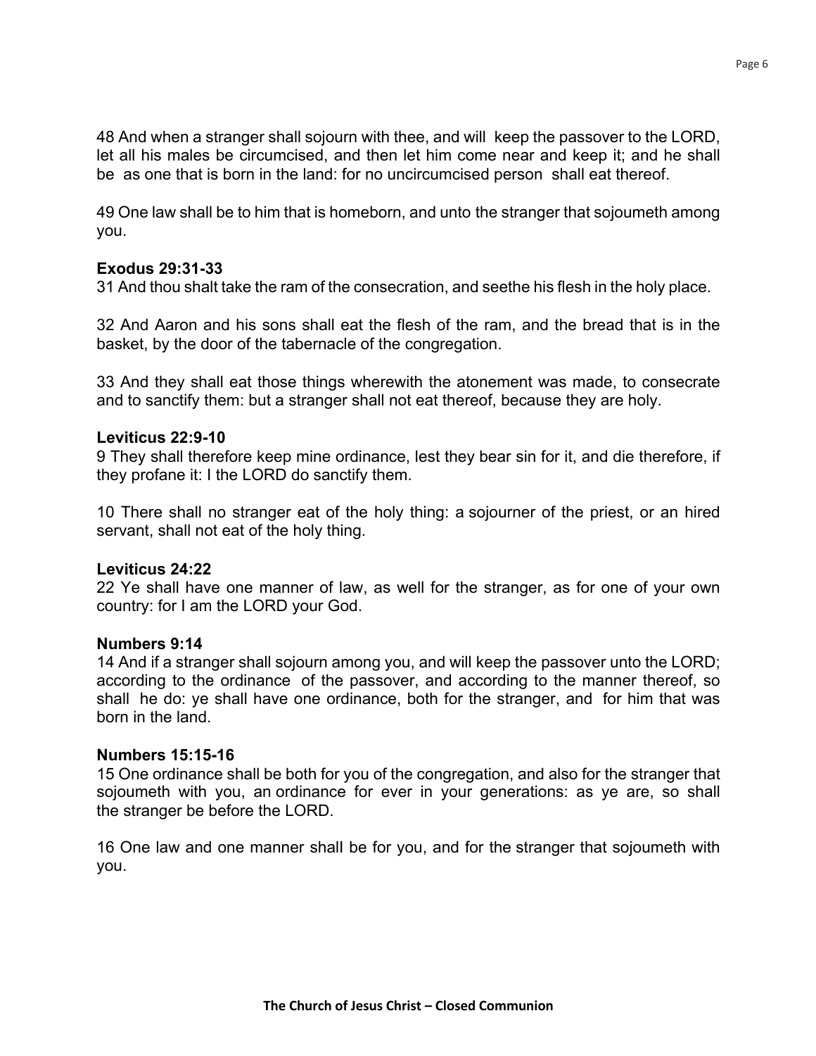48 And when a stranger shall sojourn with thee, and will keep the passover to the LORD, let all his males be circumcised, and then let him come near and keep it; and he shall be as one that is born in the land: for no uncircumcised person shall eat thereof.

49 One law shall be to him that is homeborn, and unto the stranger that sojoumeth among you.

**Exodus 29:31-33**
31 And thou shalt take the ram of the consecration, and seethe his flesh in the holy place.

32 And Aaron and his sons shall eat the flesh of the ram, and the bread that is in the basket, by the door of the tabernacle of the congregation.

33 And they shall eat those things wherewith the atonement was made, to consecrate and to sanctify them: but a stranger shall not eat thereof, because they are holy.

**Leviticus 22:9-10**
9 They shall therefore keep mine ordinance, lest they bear sin for it, and die therefore, if they profane it: I the LORD do sanctify them.

10 There shall no stranger eat of the holy thing: a sojourner of the priest, or an hired servant, shall not eat of the holy thing.

**Leviticus 24:22**
22 Ye shall have one manner of law, as well for the stranger, as for one of your own country: for I am the LORD your God.

**Numbers 9:14**
14 And if a stranger shall sojourn among you, and will keep the passover unto the LORD; according to the ordinance of the passover, and according to the manner thereof, so shall he do: ye shall have one ordinance, both for the stranger, and for him that was born in the land.

**Numbers 15:15-16**
15 One ordinance shall be both for you of the congregation, and also for the stranger that sojoumeth with you, an ordinance for ever in your generations: as ye are, so shall the stranger be before the LORD.

16 One law and one manner shall be for you, and for the stranger that sojoumeth with you.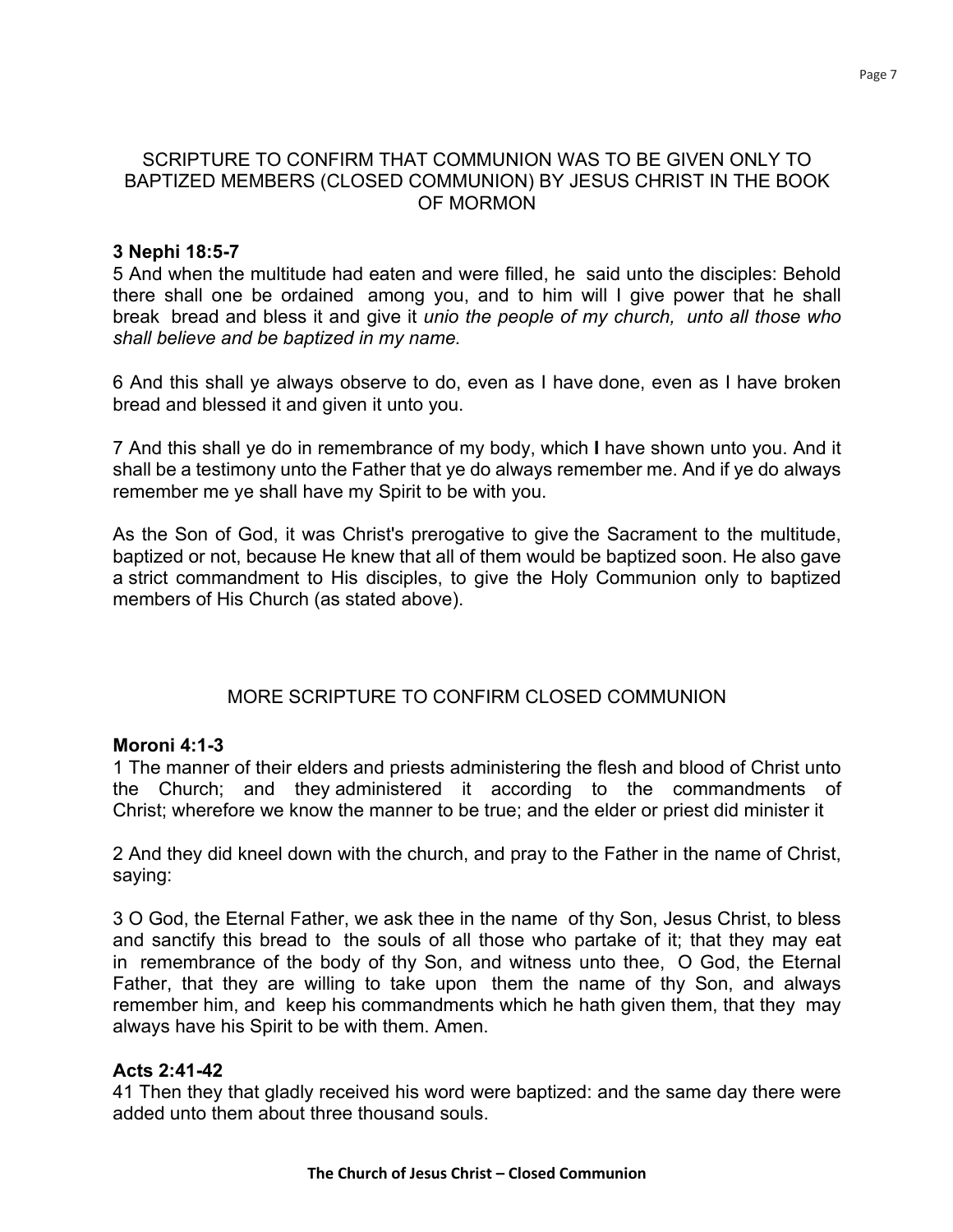## SCRIPTURE TO CONFIRM THAT COMMUNION WAS TO BE GIVEN ONLY TO BAPTIZED MEMBERS (CLOSED COMMUNION) BY JESUS CHRIST IN THE BOOK OF MORMON

**3 Nephi 18:5-7**

5 And when the multitude had eaten and were filled, he said unto the disciples: Behold there shall one be ordained among you, and to him will I give power that he shall break bread and bless it and give it *unio the people of my church, unto all those who shall believe and be baptized in my name.*

6 And this shall ye always observe to do, even as I have done, even as I have broken bread and blessed it and given it unto you.

7 And this shall ye do in remembrance of my body, which **I** have shown unto you. And it shall be a testimony unto the Father that ye do always remember me. And if ye do always remember me ye shall have my Spirit to be with you.

As the Son of God, it was Christ's prerogative to give the Sacrament to the multitude, baptized or not, because He knew that all of them would be baptized soon. He also gave a strict commandment to His disciples, to give the Holy Communion only to baptized members of His Church (as stated above).

## MORE SCRIPTURE TO CONFIRM CLOSED COMMUNION

**Moroni 4:1-3**

1 The manner of their elders and priests administering the flesh and blood of Christ unto the Church; and they administered it according to the commandments of Christ; wherefore we know the manner to be true; and the elder or priest did minister it

2 And they did kneel down with the church, and pray to the Father in the name of Christ, saying:

3 O God, the Eternal Father, we ask thee in the name of thy Son, Jesus Christ, to bless and sanctify this bread to the souls of all those who partake of it; that they may eat in remembrance of the body of thy Son, and witness unto thee, O God, the Eternal Father, that they are willing to take upon them the name of thy Son, and always remember him, and keep his commandments which he hath given them, that they may always have his Spirit to be with them. Amen.

**Acts 2:41-42**

41 Then they that gladly received his word were baptized: and the same day there were added unto them about three thousand souls.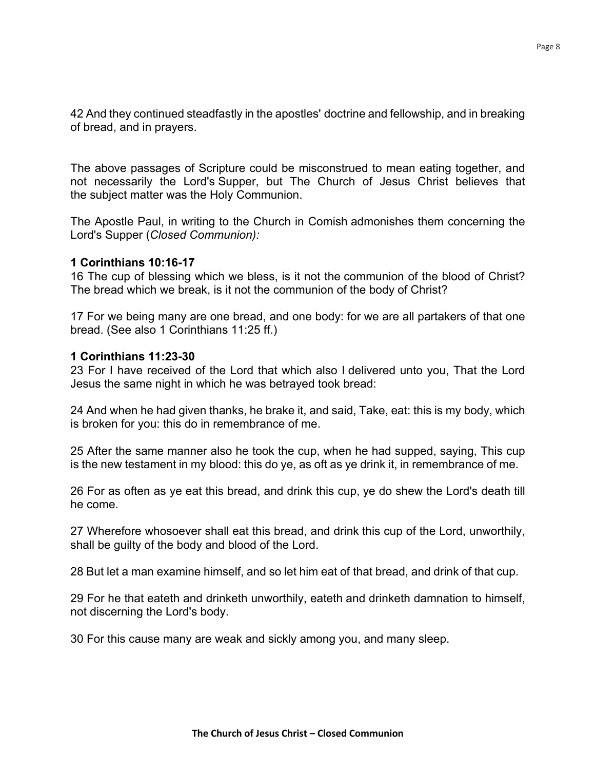42 And they continued steadfastly in the apostles' doctrine and fellowship, and in breaking of bread, and in prayers.

The above passages of Scripture could be misconstrued to mean eating together, and not necessarily the Lord's Supper, but The Church of Jesus Christ believes that the subject matter was the Holy Communion.

The Apostle Paul, in writing to the Church in Comish admonishes them concerning the Lord's Supper (*Closed Communion):*

**1 Corinthians 10:16-17**
16 The cup of blessing which we bless, is it not the communion of the blood of Christ? The bread which we break, is it not the communion of the body of Christ?

17 For we being many are one bread, and one body: for we are all partakers of that one bread. (See also 1 Corinthians 11:25 ff.)

**1 Corinthians 11:23-30**
23 For I have received of the Lord that which also I delivered unto you, That the Lord Jesus the same night in which he was betrayed took bread:

24 And when he had given thanks, he brake it, and said, Take, eat: this is my body, which is broken for you: this do in remembrance of me.

25 After the same manner also he took the cup, when he had supped, saying, This cup is the new testament in my blood: this do ye, as oft as ye drink it, in remembrance of me.

26 For as often as ye eat this bread, and drink this cup, ye do shew the Lord's death till he come.

27 Wherefore whosoever shall eat this bread, and drink this cup of the Lord, unworthily, shall be guilty of the body and blood of the Lord.

28 But let a man examine himself, and so let him eat of that bread, and drink of that cup.

29 For he that eateth and drinketh unworthily, eateth and drinketh damnation to himself, not discerning the Lord's body.

30 For this cause many are weak and sickly among you, and many sleep.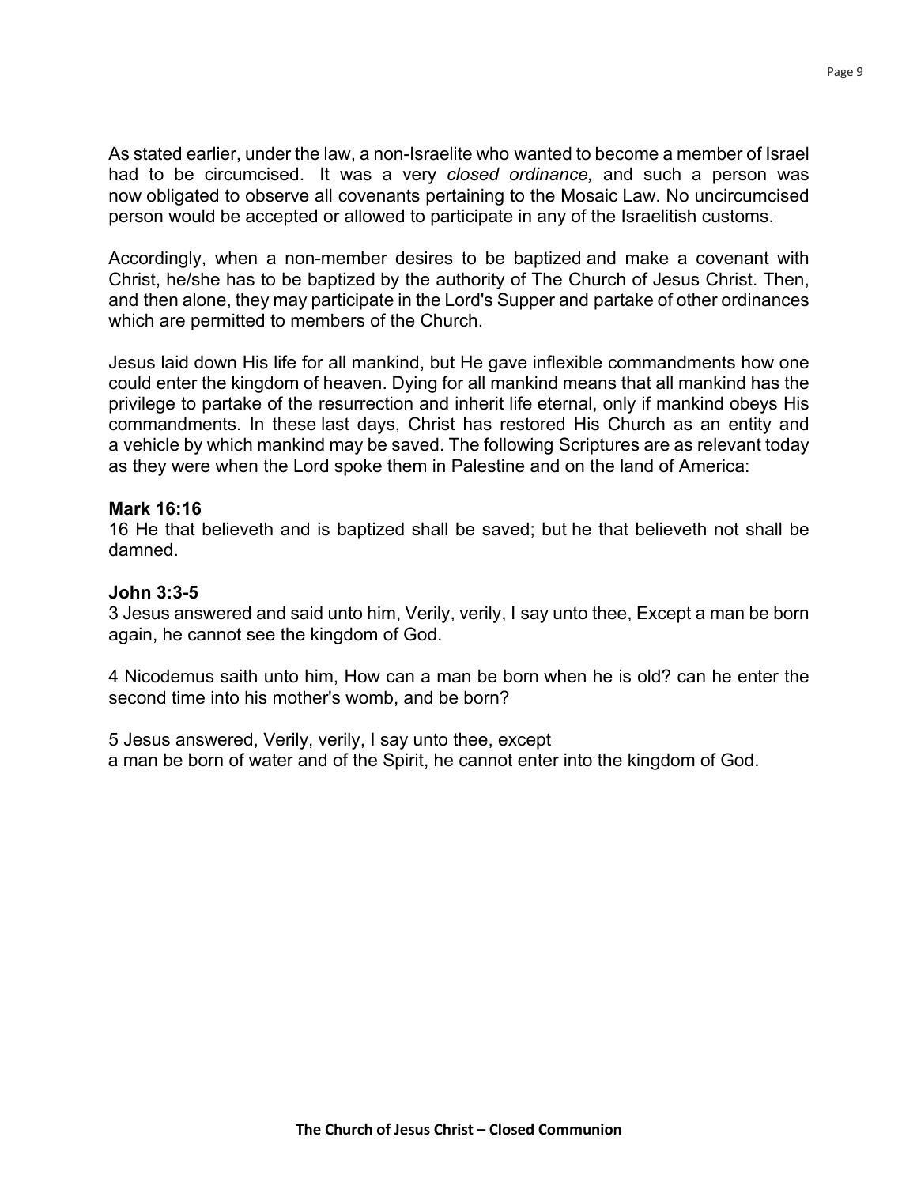As stated earlier, under the law, a non-Israelite who wanted to become a member of Israel had to be circumcised. It was a very *closed ordinance,* and such a person was now obligated to observe all covenants pertaining to the Mosaic Law. No uncircumcised person would be accepted or allowed to participate in any of the Israelitish customs.

Accordingly, when a non-member desires to be baptized and make a covenant with Christ, he/she has to be baptized by the authority of The Church of Jesus Christ. Then, and then alone, they may participate in the Lord's Supper and partake of other ordinances which are permitted to members of the Church.

Jesus laid down His life for all mankind, but He gave inflexible commandments how one could enter the kingdom of heaven. Dying for all mankind means that all mankind has the privilege to partake of the resurrection and inherit life eternal, only if mankind obeys His commandments. In these last days, Christ has restored His Church as an entity and a vehicle by which mankind may be saved. The following Scriptures are as relevant today as they were when the Lord spoke them in Palestine and on the land of America:

**Mark 16:16**
16 He that believeth and is baptized shall be saved; but he that believeth not shall be damned.

**John 3:3-5**
3 Jesus answered and said unto him, Verily, verily, I say unto thee, Except a man be born again, he cannot see the kingdom of God.

4 Nicodemus saith unto him, How can a man be born when he is old? can he enter the second time into his mother's womb, and be born?

5 Jesus answered, Verily, verily, I say unto thee, except a man be born of water and of the Spirit, he cannot enter into the kingdom of God.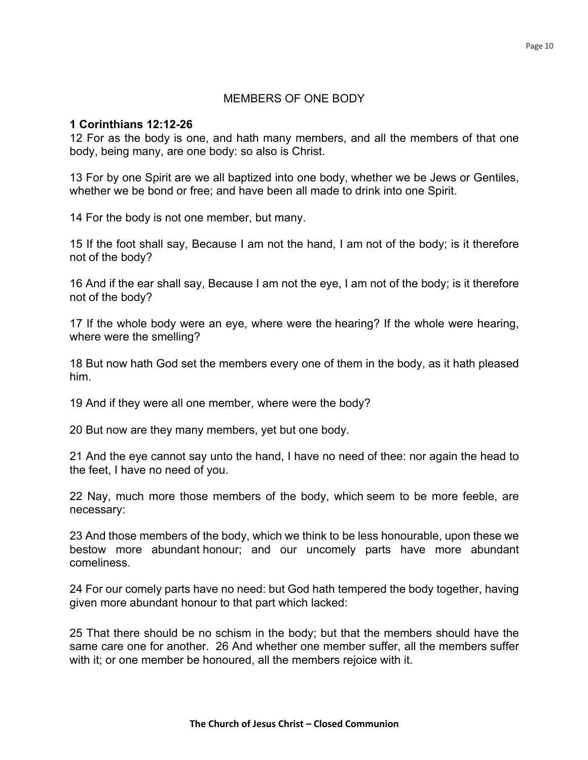# MEMBERS OF ONE BODY

**1 Corinthians 12:12-26**

12 For as the body is one, and hath many members, and all the members of that one body, being many, are one body: so also is Christ.

13 For by one Spirit are we all baptized into one body, whether we be Jews or Gentiles, whether we be bond or free; and have been all made to drink into one Spirit.

14 For the body is not one member, but many.

15 If the foot shall say, Because I am not the hand, I am not of the body; is it therefore not of the body?

16 And if the ear shall say, Because I am not the eye, I am not of the body; is it therefore not of the body?

17 If the whole body were an eye, where were the hearing? If the whole were hearing, where were the smelling?

18 But now hath God set the members every one of them in the body, as it hath pleased him.

19 And if they were all one member, where were the body?

20 But now are they many members, yet but one body.

21 And the eye cannot say unto the hand, I have no need of thee: nor again the head to the feet, I have no need of you.

22 Nay, much more those members of the body, which seem to be more feeble, are necessary:

23 And those members of the body, which we think to be less honourable, upon these we bestow more abundant honour; and our uncomely parts have more abundant comeliness.

24 For our comely parts have no need: but God hath tempered the body together, having given more abundant honour to that part which lacked:

25 That there should be no schism in the body; but that the members should have the same care one for another. 26 And whether one member suffer, all the members suffer with it; or one member be honoured, all the members rejoice with it.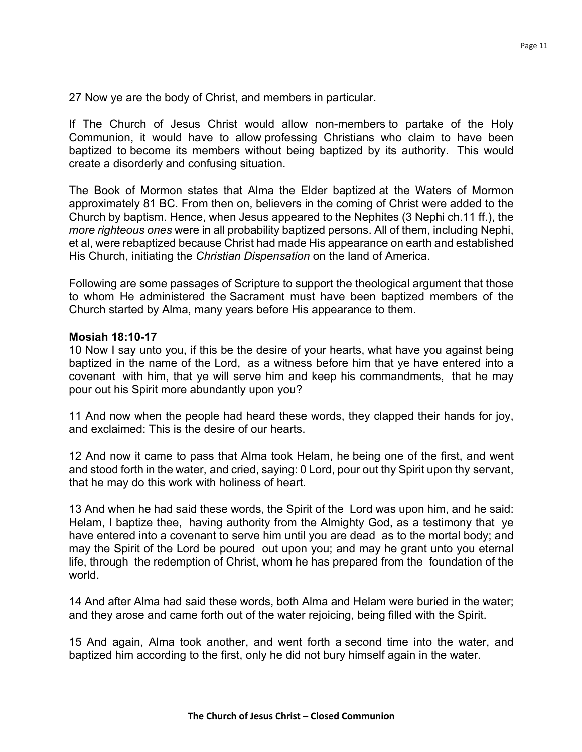27 Now ye are the body of Christ, and members in particular.

If The Church of Jesus Christ would allow non-members to partake of the Holy Communion, it would have to allow professing Christians who claim to have been baptized to become its members without being baptized by its authority. This would create a disorderly and confusing situation.

The Book of Mormon states that Alma the Elder baptized at the Waters of Mormon approximately 81 BC. From then on, believers in the coming of Christ were added to the Church by baptism. Hence, when Jesus appeared to the Nephites (3 Nephi ch.11 ff.), the *more righteous ones* were in all probability baptized persons. All of them, including Nephi, et al, were rebaptized because Christ had made His appearance on earth and established His Church, initiating the *Christian Dispensation* on the land of America.

Following are some passages of Scripture to support the theological argument that those to whom He administered the Sacrament must have been baptized members of the Church started by Alma, many years before His appearance to them.

**Mosiah 18:10-17**

10 Now I say unto you, if this be the desire of your hearts, what have you against being baptized in the name of the Lord, as a witness before him that ye have entered into a covenant with him, that ye will serve him and keep his commandments, that he may pour out his Spirit more abundantly upon you?

11 And now when the people had heard these words, they clapped their hands for joy, and exclaimed: This is the desire of our hearts.

12 And now it came to pass that Alma took Helam, he being one of the first, and went and stood forth in the water, and cried, saying: 0 Lord, pour out thy Spirit upon thy servant, that he may do this work with holiness of heart.

13 And when he had said these words, the Spirit of the Lord was upon him, and he said: Helam, I baptize thee, having authority from the Almighty God, as a testimony that ye have entered into a covenant to serve him until you are dead as to the mortal body; and may the Spirit of the Lord be poured out upon you; and may he grant unto you eternal life, through the redemption of Christ, whom he has prepared from the foundation of the world.

14 And after Alma had said these words, both Alma and Helam were buried in the water; and they arose and came forth out of the water rejoicing, being filled with the Spirit.

15 And again, Alma took another, and went forth a second time into the water, and baptized him according to the first, only he did not bury himself again in the water.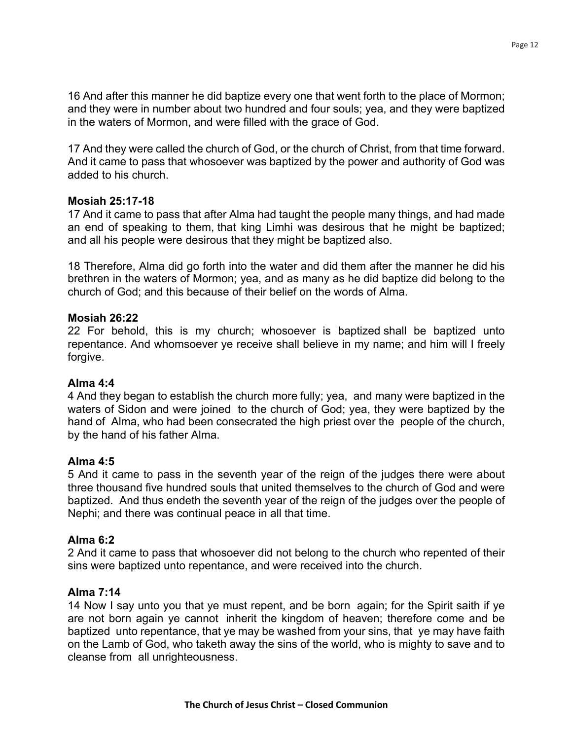16 And after this manner he did baptize every one that went forth to the place of Mormon; and they were in number about two hundred and four souls; yea, and they were baptized in the waters of Mormon, and were filled with the grace of God.

17 And they were called the church of God, or the church of Christ, from that time forward. And it came to pass that whosoever was baptized by the power and authority of God was added to his church.

**Mosiah 25:17-18**

17 And it came to pass that after Alma had taught the people many things, and had made an end of speaking to them, that king Limhi was desirous that he might be baptized; and all his people were desirous that they might be baptized also.

18 Therefore, Alma did go forth into the water and did them after the manner he did his brethren in the waters of Mormon; yea, and as many as he did baptize did belong to the church of God; and this because of their belief on the words of Alma.

**Mosiah 26:22**

22 For behold, this is my church; whosoever is baptized shall be baptized unto repentance. And whomsoever ye receive shall believe in my name; and him will I freely forgive.

**Alma 4:4**

4 And they began to establish the church more fully; yea, and many were baptized in the waters of Sidon and were joined to the church of God; yea, they were baptized by the hand of Alma, who had been consecrated the high priest over the people of the church, by the hand of his father Alma.

**Alma 4:5**

5 And it came to pass in the seventh year of the reign of the judges there were about three thousand five hundred souls that united themselves to the church of God and were baptized. And thus endeth the seventh year of the reign of the judges over the people of Nephi; and there was continual peace in all that time.

**Alma 6:2**

2 And it came to pass that whosoever did not belong to the church who repented of their sins were baptized unto repentance, and were received into the church.

**Alma 7:14**

14 Now I say unto you that ye must repent, and be born again; for the Spirit saith if ye are not born again ye cannot inherit the kingdom of heaven; therefore come and be baptized unto repentance, that ye may be washed from your sins, that ye may have faith on the Lamb of God, who taketh away the sins of the world, who is mighty to save and to cleanse from all unrighteousness.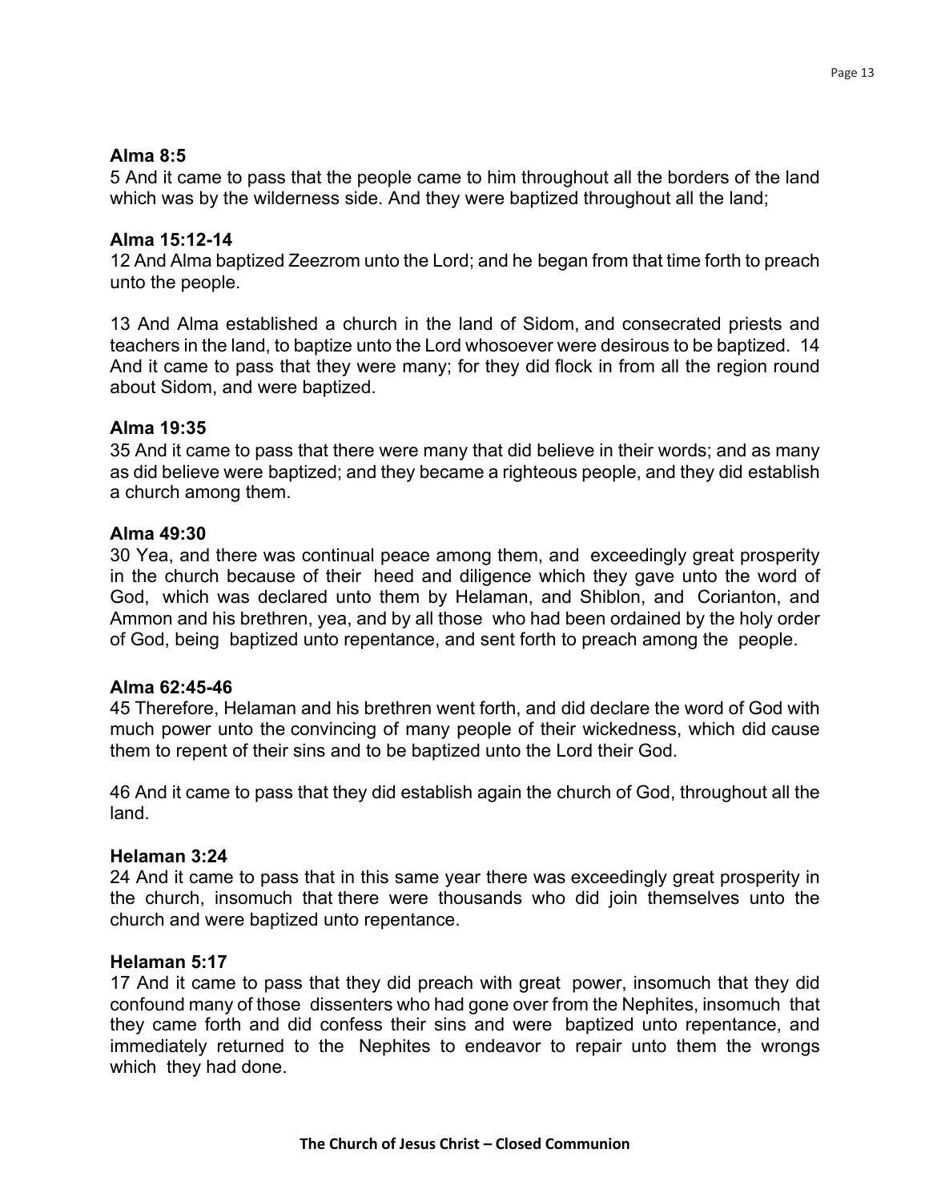**Alma 8:5**

5 And it came to pass that the people came to him throughout all the borders of the land which was by the wilderness side. And they were baptized throughout all the land;

**Alma 15:12-14**

12 And Alma baptized Zeezrom unto the Lord; and he began from that time forth to preach unto the people.

13 And Alma established a church in the land of Sidom, and consecrated priests and teachers in the land, to baptize unto the Lord whosoever were desirous to be baptized. 14 And it came to pass that they were many; for they did flock in from all the region round about Sidom, and were baptized.

**Alma 19:35**

35 And it came to pass that there were many that did believe in their words; and as many as did believe were baptized; and they became a righteous people, and they did establish a church among them.

**Alma 49:30**

30 Yea, and there was continual peace among them, and exceedingly great prosperity in the church because of their heed and diligence which they gave unto the word of God, which was declared unto them by Helaman, and Shiblon, and Corianton, and Ammon and his brethren, yea, and by all those who had been ordained by the holy order of God, being baptized unto repentance, and sent forth to preach among the people.

**Alma 62:45-46**

45 Therefore, Helaman and his brethren went forth, and did declare the word of God with much power unto the convincing of many people of their wickedness, which did cause them to repent of their sins and to be baptized unto the Lord their God.

46 And it came to pass that they did establish again the church of God, throughout all the land.

**Helaman 3:24**

24 And it came to pass that in this same year there was exceedingly great prosperity in the church, insomuch that there were thousands who did join themselves unto the church and were baptized unto repentance.

**Helaman 5:17**

17 And it came to pass that they did preach with great power, insomuch that they did confound many of those dissenters who had gone over from the Nephites, insomuch that they came forth and did confess their sins and were baptized unto repentance, and immediately returned to the Nephites to endeavor to repair unto them the wrongs which they had done.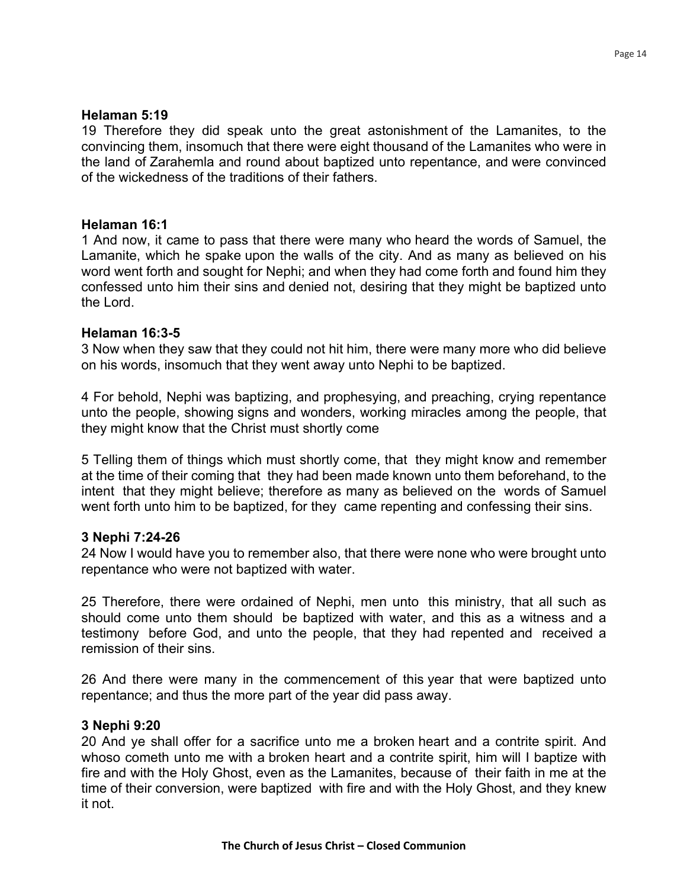**Helaman 5:19**

19 Therefore they did speak unto the great astonishment of the Lamanites, to the convincing them, insomuch that there were eight thousand of the Lamanites who were in the land of Zarahemla and round about baptized unto repentance, and were convinced of the wickedness of the traditions of their fathers.

**Helaman 16:1**

1 And now, it came to pass that there were many who heard the words of Samuel, the Lamanite, which he spake upon the walls of the city. And as many as believed on his word went forth and sought for Nephi; and when they had come forth and found him they confessed unto him their sins and denied not, desiring that they might be baptized unto the Lord.

**Helaman 16:3-5**

3 Now when they saw that they could not hit him, there were many more who did believe on his words, insomuch that they went away unto Nephi to be baptized.

4 For behold, Nephi was baptizing, and prophesying, and preaching, crying repentance unto the people, showing signs and wonders, working miracles among the people, that they might know that the Christ must shortly come

5 Telling them of things which must shortly come, that they might know and remember at the time of their coming that they had been made known unto them beforehand, to the intent that they might believe; therefore as many as believed on the words of Samuel went forth unto him to be baptized, for they came repenting and confessing their sins.

**3 Nephi 7:24-26**

24 Now I would have you to remember also, that there were none who were brought unto repentance who were not baptized with water.

25 Therefore, there were ordained of Nephi, men unto this ministry, that all such as should come unto them should be baptized with water, and this as a witness and a testimony before God, and unto the people, that they had repented and received a remission of their sins.

26 And there were many in the commencement of this year that were baptized unto repentance; and thus the more part of the year did pass away.

**3 Nephi 9:20**

20 And ye shall offer for a sacrifice unto me a broken heart and a contrite spirit. And whoso cometh unto me with a broken heart and a contrite spirit, him will I baptize with fire and with the Holy Ghost, even as the Lamanites, because of their faith in me at the time of their conversion, were baptized with fire and with the Holy Ghost, and they knew it not.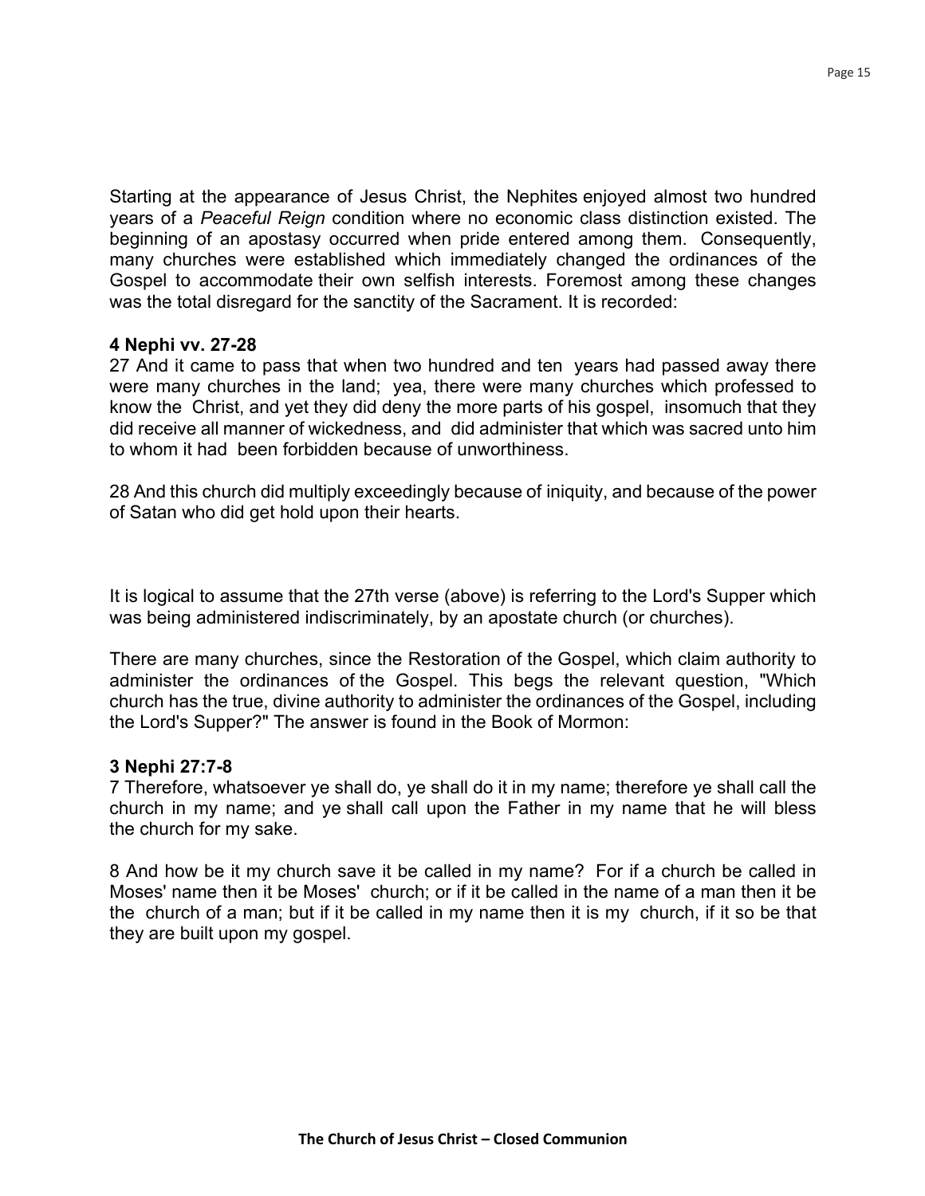Starting at the appearance of Jesus Christ, the Nephites enjoyed almost two hundred years of a *Peaceful Reign* condition where no economic class distinction existed. The beginning of an apostasy occurred when pride entered among them. Consequently, many churches were established which immediately changed the ordinances of the Gospel to accommodate their own selfish interests. Foremost among these changes was the total disregard for the sanctity of the Sacrament. It is recorded:

**4 Nephi vv. 27-28**

27 And it came to pass that when two hundred and ten years had passed away there were many churches in the land; yea, there were many churches which professed to know the Christ, and yet they did deny the more parts of his gospel, insomuch that they did receive all manner of wickedness, and did administer that which was sacred unto him to whom it had been forbidden because of unworthiness.

28 And this church did multiply exceedingly because of iniquity, and because of the power of Satan who did get hold upon their hearts.

It is logical to assume that the 27th verse (above) is referring to the Lord's Supper which was being administered indiscriminately, by an apostate church (or churches).

There are many churches, since the Restoration of the Gospel, which claim authority to administer the ordinances of the Gospel. This begs the relevant question, "Which church has the true, divine authority to administer the ordinances of the Gospel, including the Lord's Supper?" The answer is found in the Book of Mormon:

**3 Nephi 27:7-8**

7 Therefore, whatsoever ye shall do, ye shall do it in my name; therefore ye shall call the church in my name; and ye shall call upon the Father in my name that he will bless the church for my sake.

8 And how be it my church save it be called in my name? For if a church be called in Moses' name then it be Moses' church; or if it be called in the name of a man then it be the church of a man; but if it be called in my name then it is my church, if it so be that they are built upon my gospel.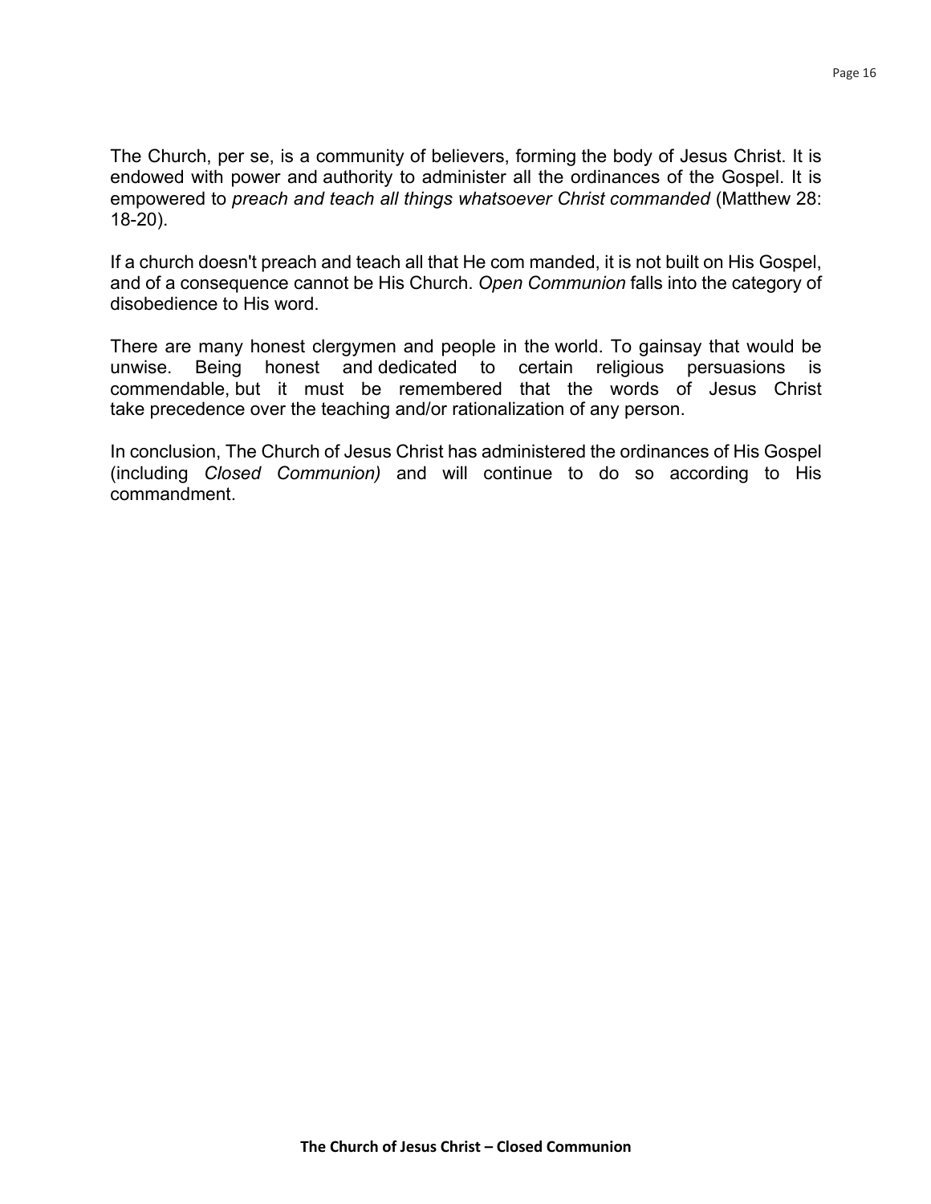The Church, per se, is a community of believers, forming the body of Jesus Christ. It is endowed with power and authority to administer all the ordinances of the Gospel. It is empowered to *preach and teach all things whatsoever Christ commanded* (Matthew 28: 18-20).

If a church doesn't preach and teach all that He com manded, it is not built on His Gospel, and of a consequence cannot be His Church. *Open Communion* falls into the category of disobedience to His word.

There are many honest clergymen and people in the world. To gainsay that would be unwise. Being honest and dedicated to certain religious persuasions is commendable, but it must be remembered that the words of Jesus Christ take precedence over the teaching and/or rationalization of any person.

In conclusion, The Church of Jesus Christ has administered the ordinances of His Gospel (including *Closed Communion)* and will continue to do so according to His commandment.